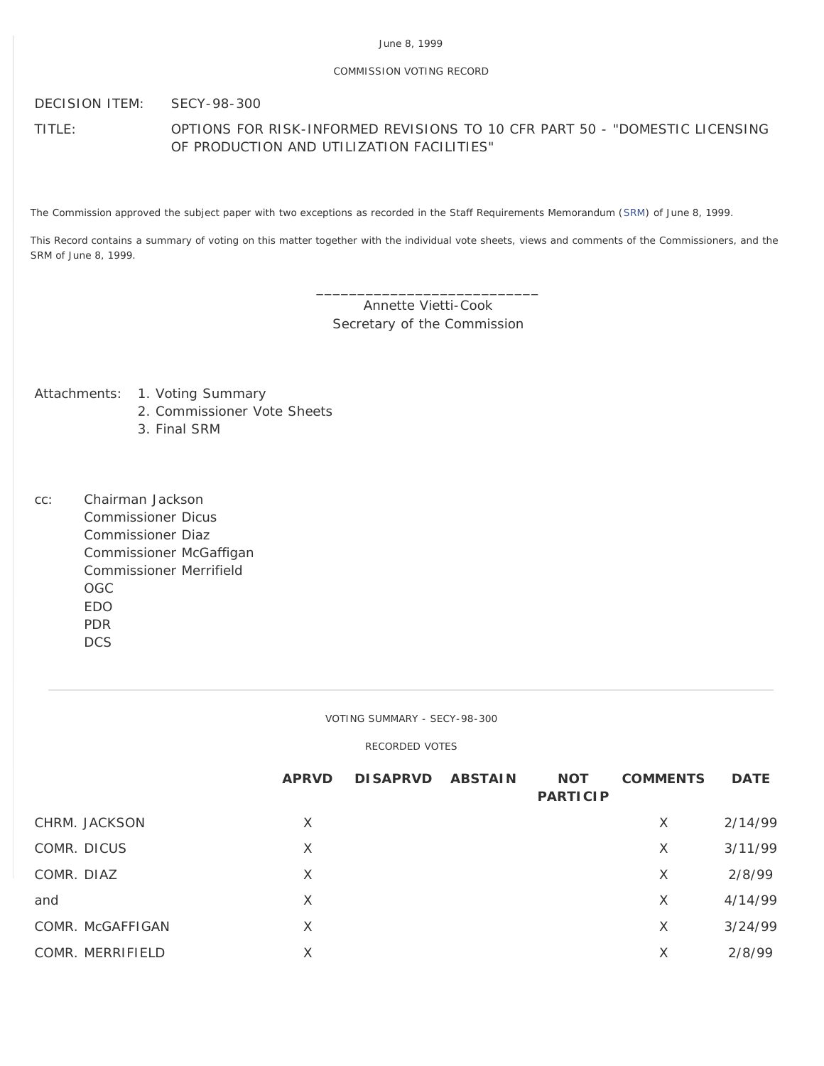June 8, 1999

COMMISSION VOTING RECORD

DECISION ITEM: SECY-98-300

TITLE: OPTIONS FOR RISK-INFORMED REVISIONS TO 10 CFR PART 50 - "DOMESTIC LICENSING OF PRODUCTION AND UTILIZATION FACILITIES"

The Commission approved the subject paper with two exceptions as recorded in the Staff Requirements Memorandum (SRM) of June 8, 1999.

This Record contains a summary of voting on this matter together with the individual vote sheets, views and comments of the Commissioners, and the SRM of June 8, 1999.

___________________________
Annette Vietti-Cook
Secretary of the Commission

Attachments:
1. Voting Summary
2. Commissioner Vote Sheets
3. Final SRM

cc:
Chairman Jackson
Commissioner Dicus
Commissioner Diaz
Commissioner McGaffigan
Commissioner Merrifield
OGC
EDO
PDR
DCS

---

VOTING SUMMARY - SECY-98-300

RECORDED VOTES

| | APRVD | DISAPRVD | ABSTAIN | NOT PARTICIP | COMMENTS | DATE |
|---|---|---|---|---|---|---|
| CHRM. JACKSON | X | | | | X | 2/14/99 |
| COMR. DICUS | X | | | | X | 3/11/99 |
| COMR. DIAZ | X | | | | X | 2/8/99 |
| and | X | | | | X | 4/14/99 |
| COMR. McGAFFIGAN | X | | | | X | 3/24/99 |
| COMR. MERRIFIELD | X | | | | X | 2/8/99 |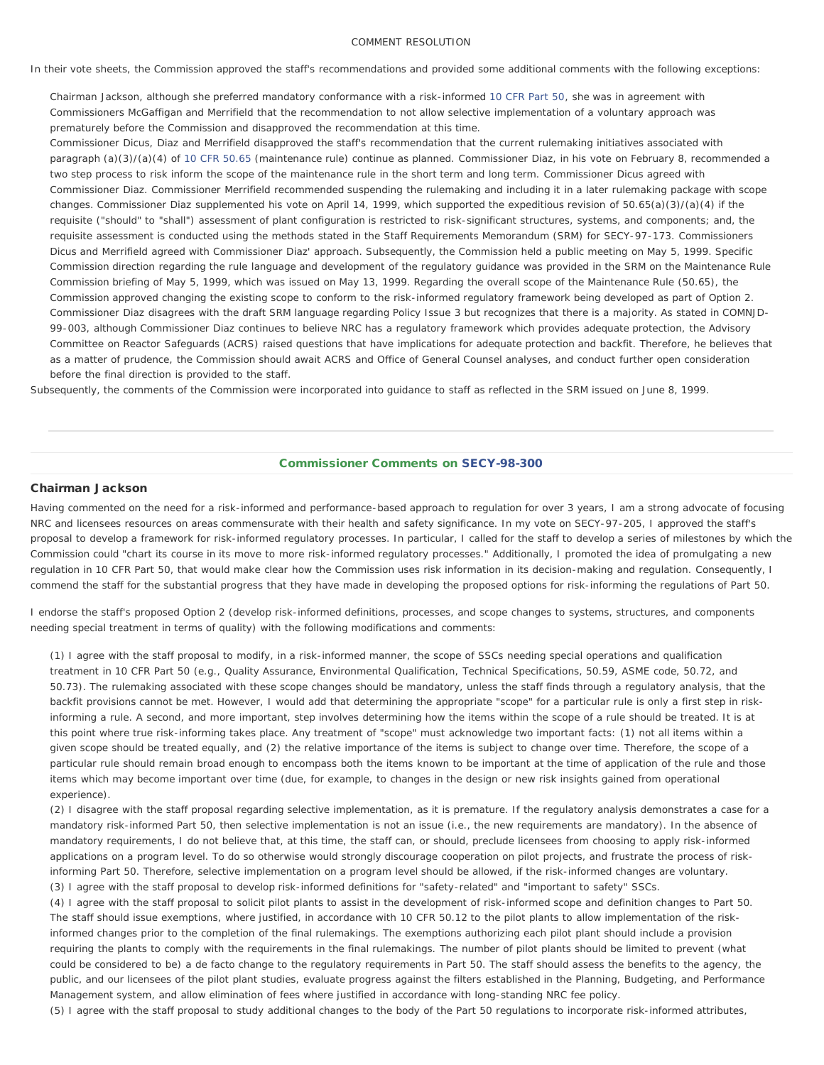COMMENT RESOLUTION

In their vote sheets, the Commission approved the staff's recommendations and provided some additional comments with the following exceptions:

Chairman Jackson, although she preferred mandatory conformance with a risk-informed 10 CFR Part 50, she was in agreement with Commissioners McGaffigan and Merrifield that the recommendation to not allow selective implementation of a voluntary approach was prematurely before the Commission and disapproved the recommendation at this time.

Commissioner Dicus, Diaz and Merrifield disapproved the staff's recommendation that the current rulemaking initiatives associated with paragraph (a)(3)/(a)(4) of 10 CFR 50.65 (maintenance rule) continue as planned. Commissioner Diaz, in his vote on February 8, recommended a two step process to risk inform the scope of the maintenance rule in the short term and long term. Commissioner Dicus agreed with Commissioner Diaz. Commissioner Merrifield recommended suspending the rulemaking and including it in a later rulemaking package with scope changes. Commissioner Diaz supplemented his vote on April 14, 1999, which supported the expeditious revision of 50.65(a)(3)/(a)(4) if the requisite ("should" to "shall") assessment of plant configuration is restricted to risk-significant structures, systems, and components; and, the requisite assessment is conducted using the methods stated in the Staff Requirements Memorandum (SRM) for SECY-97-173. Commissioners Dicus and Merrifield agreed with Commissioner Diaz' approach. Subsequently, the Commission held a public meeting on May 5, 1999. Specific Commission direction regarding the rule language and development of the regulatory guidance was provided in the SRM on the Maintenance Rule Commission briefing of May 5, 1999, which was issued on May 13, 1999. Regarding the overall scope of the Maintenance Rule (50.65), the Commission approved changing the existing scope to conform to the risk-informed regulatory framework being developed as part of Option 2. Commissioner Diaz disagrees with the draft SRM language regarding Policy Issue 3 but recognizes that there is a majority. As stated in COMNJD-99-003, although Commissioner Diaz continues to believe NRC has a regulatory framework which provides adequate protection, the Advisory Committee on Reactor Safeguards (ACRS) raised questions that have implications for adequate protection and backfit. Therefore, he believes that as a matter of prudence, the Commission should await ACRS and Office of General Counsel analyses, and conduct further open consideration before the final direction is provided to the staff.

Subsequently, the comments of the Commission were incorporated into guidance to staff as reflected in the SRM issued on June 8, 1999.

---

## Commissioner Comments on SECY-98-300

### Chairman Jackson

Having commented on the need for a risk-informed and performance-based approach to regulation for over 3 years, I am a strong advocate of focusing NRC and licensees resources on areas commensurate with their health and safety significance. In my vote on SECY-97-205, I approved the staff's proposal to develop a framework for risk-informed regulatory processes. In particular, I called for the staff to develop a series of milestones by which the Commission could "chart its course in its move to more risk-informed regulatory processes." Additionally, I promoted the idea of promulgating a new regulation in 10 CFR Part 50, that would make clear how the Commission uses risk information in its decision-making and regulation. Consequently, I commend the staff for the substantial progress that they have made in developing the proposed options for risk-informing the regulations of Part 50.

I endorse the staff's proposed Option 2 (develop risk-informed definitions, processes, and scope changes to systems, structures, and components needing special treatment in terms of quality) with the following modifications and comments:

(1) I agree with the staff proposal to modify, in a risk-informed manner, the scope of SSCs needing special operations and qualification treatment in 10 CFR Part 50 (e.g., Quality Assurance, Environmental Qualification, Technical Specifications, 50.59, ASME code, 50.72, and 50.73). The rulemaking associated with these scope changes should be mandatory, unless the staff finds through a regulatory analysis, that the backfit provisions cannot be met. However, I would add that determining the appropriate "scope" for a particular rule is only a first step in risk-informing a rule. A second, and more important, step involves determining how the items within the scope of a rule should be treated. It is at this point where true risk-informing takes place. Any treatment of "scope" must acknowledge two important facts: (1) not all items within a given scope should be treated equally, and (2) the relative importance of the items is subject to change over time. Therefore, the scope of a particular rule should remain broad enough to encompass both the items known to be important at the time of application of the rule and those items which may become important over time (due, for example, to changes in the design or new risk insights gained from operational experience).

(2) I disagree with the staff proposal regarding selective implementation, as it is premature. If the regulatory analysis demonstrates a case for a mandatory risk-informed Part 50, then selective implementation is not an issue (i.e., the new requirements are mandatory). In the absence of mandatory requirements, I do not believe that, at this time, the staff can, or should, preclude licensees from choosing to apply risk-informed applications on a program level. To do so otherwise would strongly discourage cooperation on pilot projects, and frustrate the process of risk-informing Part 50. Therefore, selective implementation on a program level should be allowed, if the risk-informed changes are voluntary.

(3) I agree with the staff proposal to develop risk-informed definitions for "safety-related" and "important to safety" SSCs.

(4) I agree with the staff proposal to solicit pilot plants to assist in the development of risk-informed scope and definition changes to Part 50. The staff should issue exemptions, where justified, in accordance with 10 CFR 50.12 to the pilot plants to allow implementation of the risk-informed changes prior to the completion of the final rulemakings. The exemptions authorizing each pilot plant should include a provision requiring the plants to comply with the requirements in the final rulemakings. The number of pilot plants should be limited to prevent (what could be considered to be) a de facto change to the regulatory requirements in Part 50. The staff should assess the benefits to the agency, the public, and our licensees of the pilot plant studies, evaluate progress against the filters established in the Planning, Budgeting, and Performance Management system, and allow elimination of fees where justified in accordance with long-standing NRC fee policy.

(5) I agree with the staff proposal to study additional changes to the body of the Part 50 regulations to incorporate risk-informed attributes,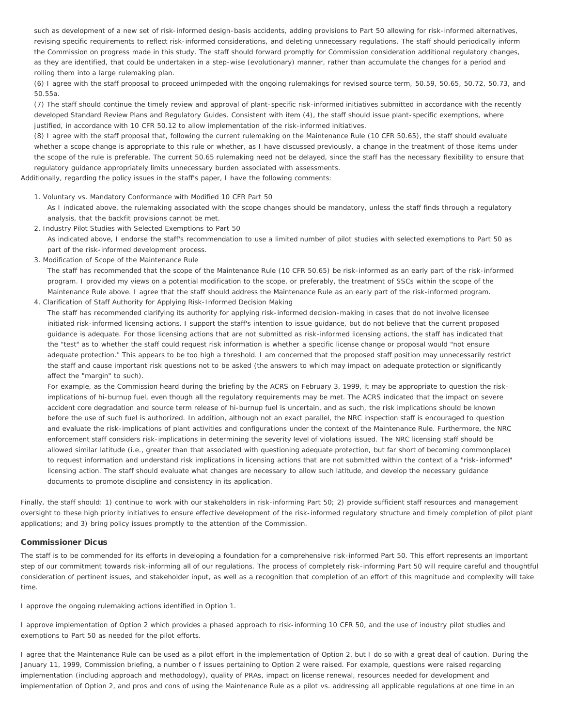such as development of a new set of risk-informed design-basis accidents, adding provisions to Part 50 allowing for risk-informed alternatives, revising specific requirements to reflect risk-informed considerations, and deleting unnecessary regulations. The staff should periodically inform the Commission on progress made in this study. The staff should forward promptly for Commission consideration additional regulatory changes, as they are identified, that could be undertaken in a step-wise (evolutionary) manner, rather than accumulate the changes for a period and rolling them into a large rulemaking plan.

(6) I agree with the staff proposal to proceed unimpeded with the ongoing rulemakings for revised source term, 50.59, 50.65, 50.72, 50.73, and 50.55a.

(7) The staff should continue the timely review and approval of plant-specific risk-informed initiatives submitted in accordance with the recently developed Standard Review Plans and Regulatory Guides. Consistent with item (4), the staff should issue plant-specific exemptions, where justified, in accordance with 10 CFR 50.12 to allow implementation of the risk-informed initiatives.

(8) I agree with the staff proposal that, following the current rulemaking on the Maintenance Rule (10 CFR 50.65), the staff should evaluate whether a scope change is appropriate to this rule or whether, as I have discussed previously, a change in the treatment of those items under the scope of the rule is preferable. The current 50.65 rulemaking need not be delayed, since the staff has the necessary flexibility to ensure that regulatory guidance appropriately limits unnecessary burden associated with assessments.

Additionally, regarding the policy issues in the staff's paper, I have the following comments:

1. Voluntary vs. Mandatory Conformance with Modified 10 CFR Part 50

   As I indicated above, the rulemaking associated with the scope changes should be mandatory, unless the staff finds through a regulatory analysis, that the backfit provisions cannot be met.

2. Industry Pilot Studies with Selected Exemptions to Part 50

   As indicated above, I endorse the staff's recommendation to use a limited number of pilot studies with selected exemptions to Part 50 as part of the risk-informed development process.

3. Modification of Scope of the Maintenance Rule

   The staff has recommended that the scope of the Maintenance Rule (10 CFR 50.65) be risk-informed as an early part of the risk-informed program. I provided my views on a potential modification to the scope, or preferably, the treatment of SSCs within the scope of the Maintenance Rule above. I agree that the staff should address the Maintenance Rule as an early part of the risk-informed program.

4. Clarification of Staff Authority for Applying Risk-Informed Decision Making

   The staff has recommended clarifying its authority for applying risk-informed decision-making in cases that do not involve licensee initiated risk-informed licensing actions. I support the staff's intention to issue guidance, but do not believe that the current proposed guidance is adequate. For those licensing actions that are not submitted as risk-informed licensing actions, the staff has indicated that the "test" as to whether the staff could request risk information is whether a specific license change or proposal would "not ensure adequate protection." This appears to be too high a threshold. I am concerned that the proposed staff position may unnecessarily restrict the staff and cause important risk questions not to be asked (the answers to which may impact on adequate protection or significantly affect the "margin" to such).

   For example, as the Commission heard during the briefing by the ACRS on February 3, 1999, it may be appropriate to question the risk-implications of hi-burnup fuel, even though all the regulatory requirements may be met. The ACRS indicated that the impact on severe accident core degradation and source term release of hi-burnup fuel is uncertain, and as such, the risk implications should be known before the use of such fuel is authorized. In addition, although not an exact parallel, the NRC inspection staff is encouraged to question and evaluate the risk-implications of plant activities and configurations under the context of the Maintenance Rule. Furthermore, the NRC enforcement staff considers risk-implications in determining the severity level of violations issued. The NRC licensing staff should be allowed similar latitude (i.e., greater than that associated with questioning adequate protection, but far short of becoming commonplace) to request information and understand risk implications in licensing actions that are not submitted within the context of a "risk-informed" licensing action. The staff should evaluate what changes are necessary to allow such latitude, and develop the necessary guidance documents to promote discipline and consistency in its application.

Finally, the staff should: 1) continue to work with our stakeholders in risk-informing Part 50; 2) provide sufficient staff resources and management oversight to these high priority initiatives to ensure effective development of the risk-informed regulatory structure and timely completion of pilot plant applications; and 3) bring policy issues promptly to the attention of the Commission.

### Commissioner Dicus

The staff is to be commended for its efforts in developing a foundation for a comprehensive risk-informed Part 50. This effort represents an important step of our commitment towards risk-informing all of our regulations. The process of completely risk-informing Part 50 will require careful and thoughtful consideration of pertinent issues, and stakeholder input, as well as a recognition that completion of an effort of this magnitude and complexity will take time.

I approve the ongoing rulemaking actions identified in Option 1.

I approve implementation of Option 2 which provides a phased approach to risk-informing 10 CFR 50, and the use of industry pilot studies and exemptions to Part 50 as needed for the pilot efforts.

I agree that the Maintenance Rule can be used as a pilot effort in the implementation of Option 2, but I do so with a great deal of caution. During the January 11, 1999, Commission briefing, a number o f issues pertaining to Option 2 were raised. For example, questions were raised regarding implementation (including approach and methodology), quality of PRAs, impact on license renewal, resources needed for development and implementation of Option 2, and pros and cons of using the Maintenance Rule as a pilot vs. addressing all applicable regulations at one time in an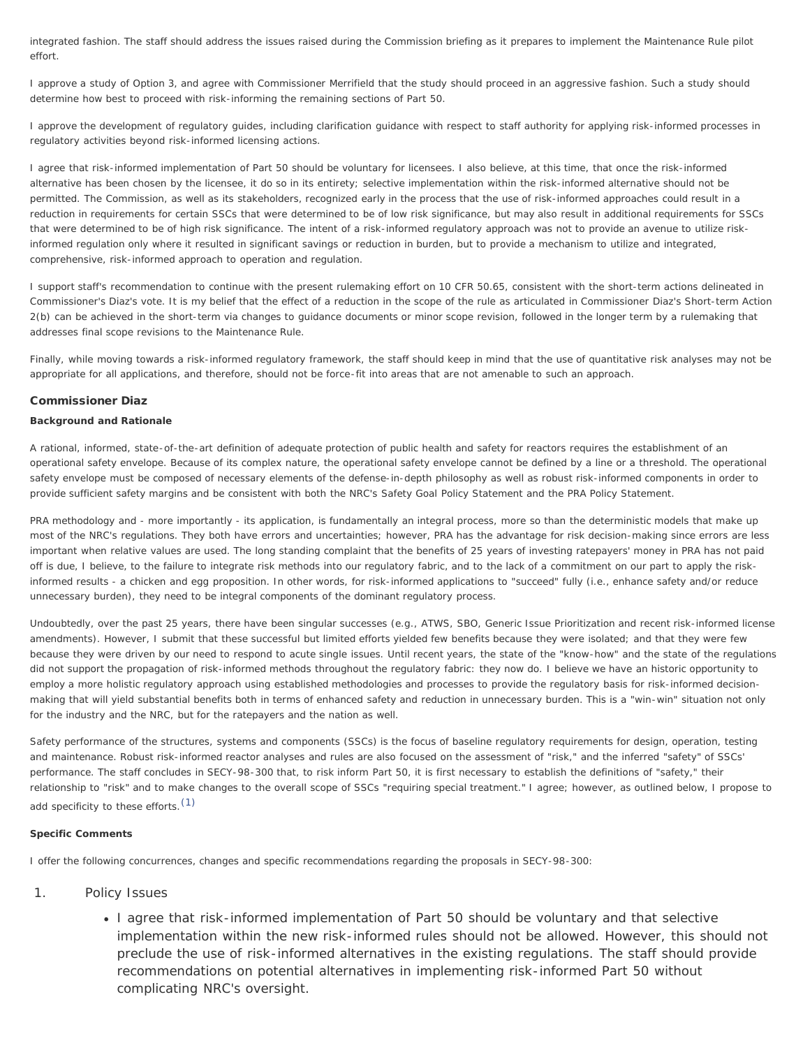integrated fashion. The staff should address the issues raised during the Commission briefing as it prepares to implement the Maintenance Rule pilot effort.

I approve a study of Option 3, and agree with Commissioner Merrifield that the study should proceed in an aggressive fashion. Such a study should determine how best to proceed with risk-informing the remaining sections of Part 50.

I approve the development of regulatory guides, including clarification guidance with respect to staff authority for applying risk-informed processes in regulatory activities beyond risk-informed licensing actions.

I agree that risk-informed implementation of Part 50 should be voluntary for licensees. I also believe, at this time, that once the risk-informed alternative has been chosen by the licensee, it do so in its entirety; selective implementation within the risk-informed alternative should not be permitted. The Commission, as well as its stakeholders, recognized early in the process that the use of risk-informed approaches could result in a reduction in requirements for certain SSCs that were determined to be of low risk significance, but may also result in additional requirements for SSCs that were determined to be of high risk significance. The intent of a risk-informed regulatory approach was not to provide an avenue to utilize risk-informed regulation only where it resulted in significant savings or reduction in burden, but to provide a mechanism to utilize and integrated, comprehensive, risk-informed approach to operation and regulation.

I support staff's recommendation to continue with the present rulemaking effort on 10 CFR 50.65, consistent with the short-term actions delineated in Commissioner's Diaz's vote. It is my belief that the effect of a reduction in the scope of the rule as articulated in Commissioner Diaz's Short-term Action 2(b) can be achieved in the short-term via changes to guidance documents or minor scope revision, followed in the longer term by a rulemaking that addresses final scope revisions to the Maintenance Rule.

Finally, while moving towards a risk-informed regulatory framework, the staff should keep in mind that the use of quantitative risk analyses may not be appropriate for all applications, and therefore, should not be force-fit into areas that are not amenable to such an approach.

### Commissioner Diaz

#### Background and Rationale

A rational, informed, state-of-the-art definition of adequate protection of public health and safety for reactors requires the establishment of an operational safety envelope. Because of its complex nature, the operational safety envelope cannot be defined by a line or a threshold. The operational safety envelope must be composed of necessary elements of the defense-in-depth philosophy as well as robust risk-informed components in order to provide sufficient safety margins and be consistent with both the NRC's Safety Goal Policy Statement and the PRA Policy Statement.

PRA methodology and - more importantly - its application, is fundamentally an integral process, more so than the deterministic models that make up most of the NRC's regulations. They both have errors and uncertainties; however, PRA has the advantage for risk decision-making since errors are less important when relative values are used. The long standing complaint that the benefits of 25 years of investing ratepayers' money in PRA has not paid off is due, I believe, to the failure to integrate risk methods into our regulatory fabric, and to the lack of a commitment on our part to apply the risk-informed results - a chicken and egg proposition. In other words, for risk-informed applications to "succeed" fully (i.e., enhance safety and/or reduce unnecessary burden), they need to be integral components of the dominant regulatory process.

Undoubtedly, over the past 25 years, there have been singular successes (e.g., ATWS, SBO, Generic Issue Prioritization and recent risk-informed license amendments). However, I submit that these successful but limited efforts yielded few benefits because they were isolated; and that they were few because they were driven by our need to respond to acute single issues. Until recent years, the state of the "know-how" and the state of the regulations did not support the propagation of risk-informed methods throughout the regulatory fabric: they now do. I believe we have an historic opportunity to employ a more holistic regulatory approach using established methodologies and processes to provide the regulatory basis for risk-informed decision-making that will yield substantial benefits both in terms of enhanced safety and reduction in unnecessary burden. This is a "win-win" situation not only for the industry and the NRC, but for the ratepayers and the nation as well.

Safety performance of the structures, systems and components (SSCs) is the focus of baseline regulatory requirements for design, operation, testing and maintenance. Robust risk-informed reactor analyses and rules are also focused on the assessment of "risk," and the inferred "safety" of SSCs' performance. The staff concludes in SECY-98-300 that, to risk inform Part 50, it is first necessary to establish the definitions of "safety," their relationship to "risk" and to make changes to the overall scope of SSCs "requiring special treatment." I agree; however, as outlined below, I propose to add specificity to these efforts.[(1)]

#### Specific Comments

I offer the following concurrences, changes and specific recommendations regarding the proposals in SECY-98-300:

1. Policy Issues
   - I agree that risk-informed implementation of Part 50 should be voluntary and that selective implementation within the new risk-informed rules should not be allowed. However, this should not preclude the use of risk-informed alternatives in the existing regulations. The staff should provide recommendations on potential alternatives in implementing risk-informed Part 50 without complicating NRC's oversight.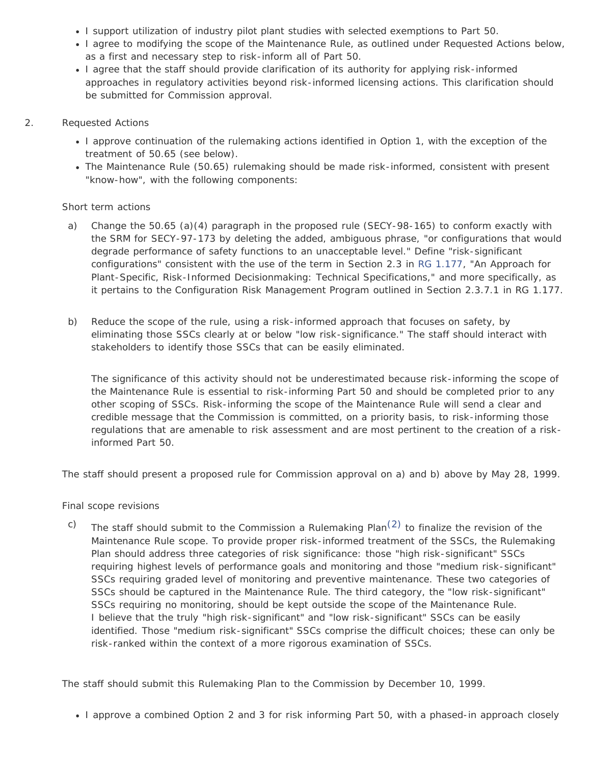- I support utilization of industry pilot plant studies with selected exemptions to Part 50.
- I agree to modifying the scope of the Maintenance Rule, as outlined under Requested Actions below, as a first and necessary step to risk-inform all of Part 50.
- I agree that the staff should provide clarification of its authority for applying risk-informed approaches in regulatory activities beyond risk-informed licensing actions. This clarification should be submitted for Commission approval.

2. Requested Actions

- I approve continuation of the rulemaking actions identified in Option 1, with the exception of the treatment of 50.65 (see below).
- The Maintenance Rule (50.65) rulemaking should be made risk-informed, consistent with present "know-how", with the following components:

Short term actions

a) Change the 50.65 (a)(4) paragraph in the proposed rule (SECY-98-165) to conform exactly with the SRM for SECY-97-173 by deleting the added, ambiguous phrase, "or configurations that would degrade performance of safety functions to an unacceptable level." Define "risk-significant configurations" consistent with the use of the term in Section 2.3 in RG 1.177, "An Approach for Plant-Specific, Risk-Informed Decisionmaking: Technical Specifications," and more specifically, as it pertains to the Configuration Risk Management Program outlined in Section 2.3.7.1 in RG 1.177.

b) Reduce the scope of the rule, using a risk-informed approach that focuses on safety, by eliminating those SSCs clearly at or below "low risk-significance." The staff should interact with stakeholders to identify those SSCs that can be easily eliminated.

   The significance of this activity should not be underestimated because risk-informing the scope of the Maintenance Rule is essential to risk-informing Part 50 and should be completed prior to any other scoping of SSCs. Risk-informing the scope of the Maintenance Rule will send a clear and credible message that the Commission is committed, on a priority basis, to risk-informing those regulations that are amenable to risk assessment and are most pertinent to the creation of a risk-informed Part 50.

The staff should present a proposed rule for Commission approval on a) and b) above by May 28, 1999.

Final scope revisions

c) The staff should submit to the Commission a Rulemaking Plan[(2)] to finalize the revision of the Maintenance Rule scope. To provide proper risk-informed treatment of the SSCs, the Rulemaking Plan should address three categories of risk significance: those "high risk-significant" SSCs requiring highest levels of performance goals and monitoring and those "medium risk-significant" SSCs requiring graded level of monitoring and preventive maintenance. These two categories of SSCs should be captured in the Maintenance Rule. The third category, the "low risk-significant" SSCs requiring no monitoring, should be kept outside the scope of the Maintenance Rule. I believe that the truly "high risk-significant" and "low risk-significant" SSCs can be easily identified. Those "medium risk-significant" SSCs comprise the difficult choices; these can only be risk-ranked within the context of a more rigorous examination of SSCs.

The staff should submit this Rulemaking Plan to the Commission by December 10, 1999.

- I approve a combined Option 2 and 3 for risk informing Part 50, with a phased-in approach closely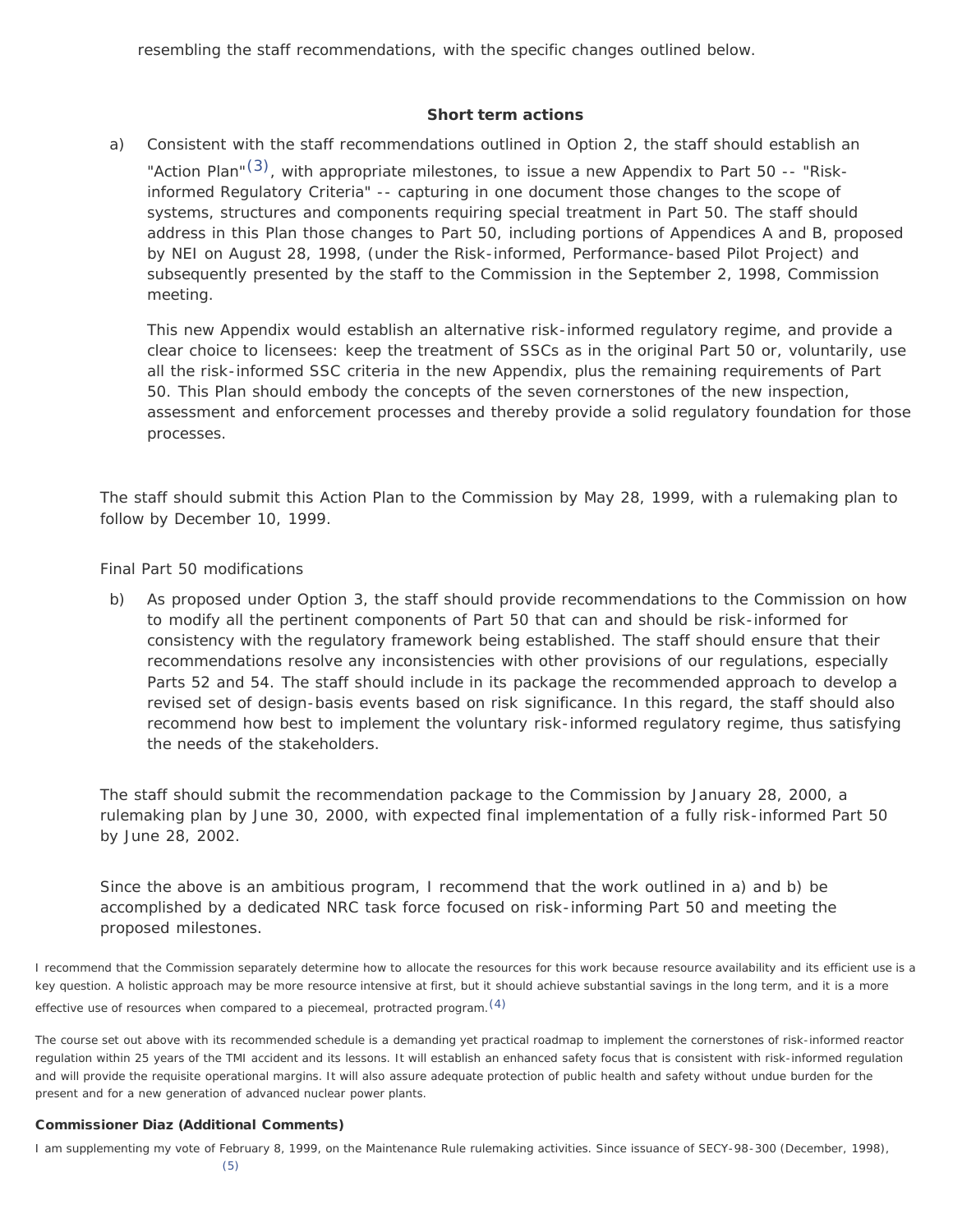resembling the staff recommendations, with the specific changes outlined below.

**Short term actions**

a) Consistent with the staff recommendations outlined in Option 2, the staff should establish an "Action Plan"[(3)], with appropriate milestones, to issue a new Appendix to Part 50 -- "Risk-informed Regulatory Criteria" -- capturing in one document those changes to the scope of systems, structures and components requiring special treatment in Part 50. The staff should address in this Plan those changes to Part 50, including portions of Appendices A and B, proposed by NEI on August 28, 1998, (under the Risk-informed, Performance-based Pilot Project) and subsequently presented by the staff to the Commission in the September 2, 1998, Commission meeting.

This new Appendix would establish an alternative risk-informed regulatory regime, and provide a clear choice to licensees: keep the treatment of SSCs as in the original Part 50 or, voluntarily, use all the risk-informed SSC criteria in the new Appendix, plus the remaining requirements of Part 50. This Plan should embody the concepts of the seven cornerstones of the new inspection, assessment and enforcement processes and thereby provide a solid regulatory foundation for those processes.

The staff should submit this Action Plan to the Commission by May 28, 1999, with a rulemaking plan to follow by December 10, 1999.

Final Part 50 modifications

b) As proposed under Option 3, the staff should provide recommendations to the Commission on how to modify all the pertinent components of Part 50 that can and should be risk-informed for consistency with the regulatory framework being established. The staff should ensure that their recommendations resolve any inconsistencies with other provisions of our regulations, especially Parts 52 and 54. The staff should include in its package the recommended approach to develop a revised set of design-basis events based on risk significance. In this regard, the staff should also recommend how best to implement the voluntary risk-informed regulatory regime, thus satisfying the needs of the stakeholders.

The staff should submit the recommendation package to the Commission by January 28, 2000, a rulemaking plan by June 30, 2000, with expected final implementation of a fully risk-informed Part 50 by June 28, 2002.

Since the above is an ambitious program, I recommend that the work outlined in a) and b) be accomplished by a dedicated NRC task force focused on risk-informing Part 50 and meeting the proposed milestones.

I recommend that the Commission separately determine how to allocate the resources for this work because resource availability and its efficient use is a key question. A holistic approach may be more resource intensive at first, but it should achieve substantial savings in the long term, and it is a more effective use of resources when compared to a piecemeal, protracted program.[(4)]

The course set out above with its recommended schedule is a demanding yet practical roadmap to implement the cornerstones of risk-informed reactor regulation within 25 years of the TMI accident and its lessons. It will establish an enhanced safety focus that is consistent with risk-informed regulation and will provide the requisite operational margins. It will also assure adequate protection of public health and safety without undue burden for the present and for a new generation of advanced nuclear power plants.

**Commissioner Diaz (Additional Comments)**

I am supplementing my vote of February 8, 1999, on the Maintenance Rule rulemaking activities. Since issuance of SECY-98-300 (December, 1998), [(5)]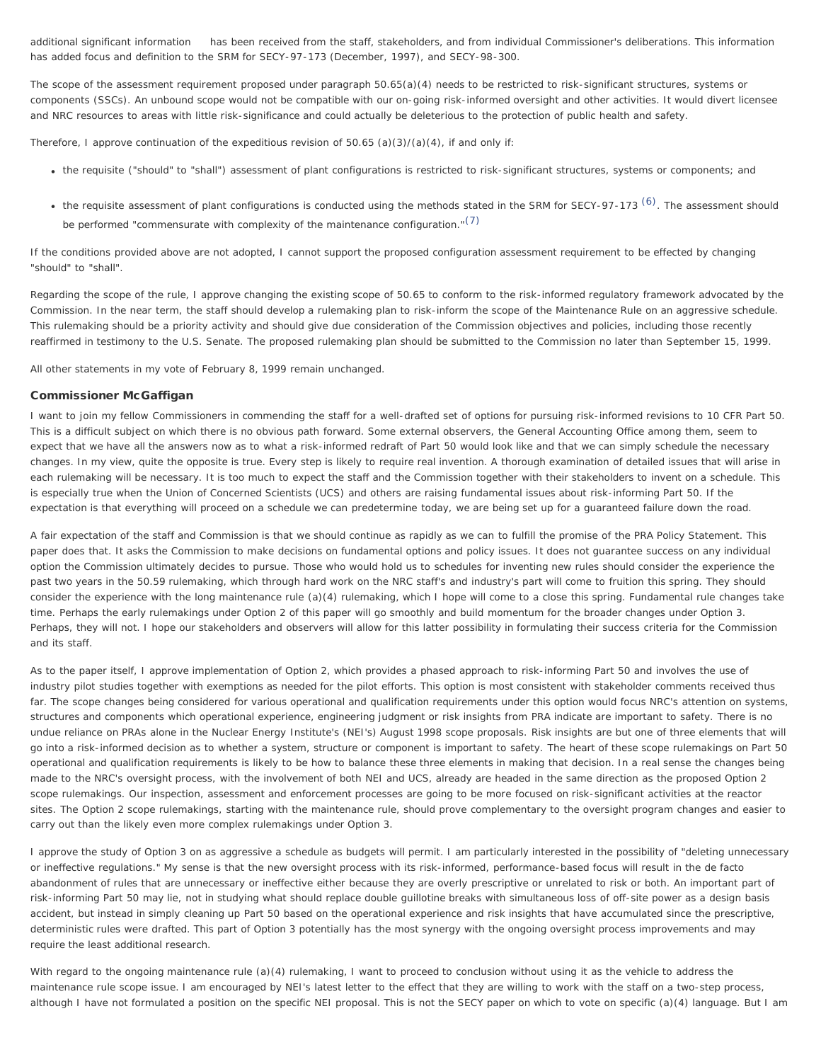additional significant information has been received from the staff, stakeholders, and from individual Commissioner's deliberations. This information has added focus and definition to the SRM for SECY-97-173 (December, 1997), and SECY-98-300.

The scope of the assessment requirement proposed under paragraph 50.65(a)(4) needs to be restricted to risk-significant structures, systems or components (SSCs). An unbound scope would not be compatible with our on-going risk-informed oversight and other activities. It would divert licensee and NRC resources to areas with little risk-significance and could actually be deleterious to the protection of public health and safety.

Therefore, I approve continuation of the expeditious revision of 50.65 (a)(3)/(a)(4), if and only if:

- the requisite ("should" to "shall") assessment of plant configurations is restricted to risk-significant structures, systems or components; and
- the requisite assessment of plant configurations is conducted using the methods stated in the SRM for SECY-97-173 (6). The assessment should be performed "commensurate with complexity of the maintenance configuration."(7)

If the conditions provided above are not adopted, I cannot support the proposed configuration assessment requirement to be effected by changing "should" to "shall".

Regarding the scope of the rule, I approve changing the existing scope of 50.65 to conform to the risk-informed regulatory framework advocated by the Commission. In the near term, the staff should develop a rulemaking plan to risk-inform the scope of the Maintenance Rule on an aggressive schedule. This rulemaking should be a priority activity and should give due consideration of the Commission objectives and policies, including those recently reaffirmed in testimony to the U.S. Senate. The proposed rulemaking plan should be submitted to the Commission no later than September 15, 1999.

All other statements in my vote of February 8, 1999 remain unchanged.

### Commissioner McGaffigan

I want to join my fellow Commissioners in commending the staff for a well-drafted set of options for pursuing risk-informed revisions to 10 CFR Part 50. This is a difficult subject on which there is no obvious path forward. Some external observers, the General Accounting Office among them, seem to expect that we have all the answers now as to what a risk-informed redraft of Part 50 would look like and that we can simply schedule the necessary changes. In my view, quite the opposite is true. Every step is likely to require real invention. A thorough examination of detailed issues that will arise in each rulemaking will be necessary. It is too much to expect the staff and the Commission together with their stakeholders to invent on a schedule. This is especially true when the Union of Concerned Scientists (UCS) and others are raising fundamental issues about risk-informing Part 50. If the expectation is that everything will proceed on a schedule we can predetermine today, we are being set up for a guaranteed failure down the road.

A fair expectation of the staff and Commission is that we should continue as rapidly as we can to fulfill the promise of the PRA Policy Statement. This paper does that. It asks the Commission to make decisions on fundamental options and policy issues. It does not guarantee success on any individual option the Commission ultimately decides to pursue. Those who would hold us to schedules for inventing new rules should consider the experience the past two years in the 50.59 rulemaking, which through hard work on the NRC staff's and industry's part will come to fruition this spring. They should consider the experience with the long maintenance rule (a)(4) rulemaking, which I hope will come to a close this spring. Fundamental rule changes take time. Perhaps the early rulemakings under Option 2 of this paper will go smoothly and build momentum for the broader changes under Option 3. Perhaps, they will not. I hope our stakeholders and observers will allow for this latter possibility in formulating their success criteria for the Commission and its staff.

As to the paper itself, I approve implementation of Option 2, which provides a phased approach to risk-informing Part 50 and involves the use of industry pilot studies together with exemptions as needed for the pilot efforts. This option is most consistent with stakeholder comments received thus far. The scope changes being considered for various operational and qualification requirements under this option would focus NRC's attention on systems, structures and components which operational experience, engineering judgment or risk insights from PRA indicate are important to safety. There is no undue reliance on PRAs alone in the Nuclear Energy Institute's (NEI's) August 1998 scope proposals. Risk insights are but one of three elements that will go into a risk-informed decision as to whether a system, structure or component is important to safety. The heart of these scope rulemakings on Part 50 operational and qualification requirements is likely to be how to balance these three elements in making that decision. In a real sense the changes being made to the NRC's oversight process, with the involvement of both NEI and UCS, already are headed in the same direction as the proposed Option 2 scope rulemakings. Our inspection, assessment and enforcement processes are going to be more focused on risk-significant activities at the reactor sites. The Option 2 scope rulemakings, starting with the maintenance rule, should prove complementary to the oversight program changes and easier to carry out than the likely even more complex rulemakings under Option 3.

I approve the study of Option 3 on as aggressive a schedule as budgets will permit. I am particularly interested in the possibility of "deleting unnecessary or ineffective regulations." My sense is that the new oversight process with its risk-informed, performance-based focus will result in the de facto abandonment of rules that are unnecessary or ineffective either because they are overly prescriptive or unrelated to risk or both. An important part of risk-informing Part 50 may lie, not in studying what should replace double guillotine breaks with simultaneous loss of off-site power as a design basis accident, but instead in simply cleaning up Part 50 based on the operational experience and risk insights that have accumulated since the prescriptive, deterministic rules were drafted. This part of Option 3 potentially has the most synergy with the ongoing oversight process improvements and may require the least additional research.

With regard to the ongoing maintenance rule (a)(4) rulemaking, I want to proceed to conclusion without using it as the vehicle to address the maintenance rule scope issue. I am encouraged by NEI's latest letter to the effect that they are willing to work with the staff on a two-step process, although I have not formulated a position on the specific NEI proposal. This is not the SECY paper on which to vote on specific (a)(4) language. But I am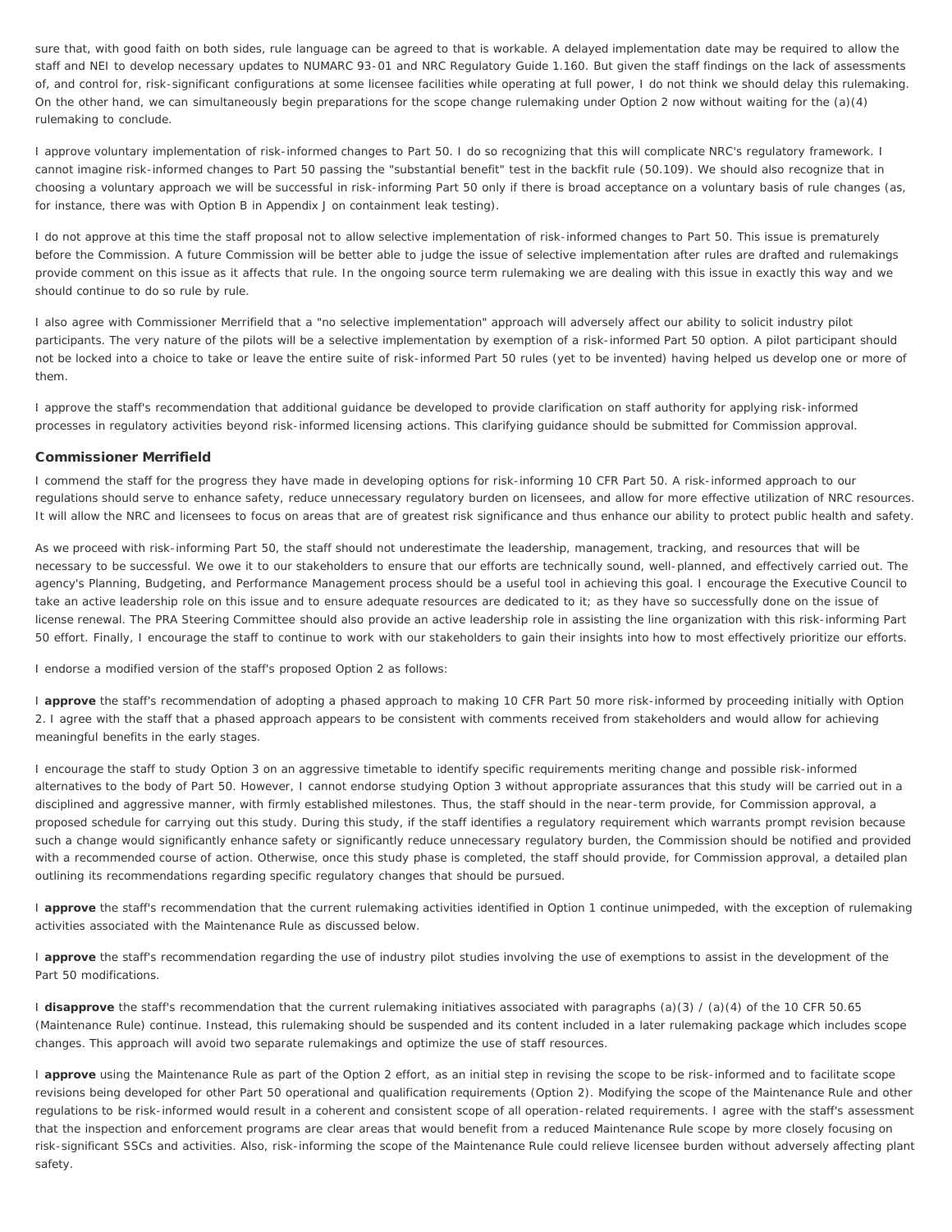sure that, with good faith on both sides, rule language can be agreed to that is workable. A delayed implementation date may be required to allow the staff and NEI to develop necessary updates to NUMARC 93-01 and NRC Regulatory Guide 1.160. But given the staff findings on the lack of assessments of, and control for, risk-significant configurations at some licensee facilities while operating at full power, I do not think we should delay this rulemaking. On the other hand, we can simultaneously begin preparations for the scope change rulemaking under Option 2 now without waiting for the (a)(4) rulemaking to conclude.

I approve voluntary implementation of risk-informed changes to Part 50. I do so recognizing that this will complicate NRC's regulatory framework. I cannot imagine risk-informed changes to Part 50 passing the "substantial benefit" test in the backfit rule (50.109). We should also recognize that in choosing a voluntary approach we will be successful in risk-informing Part 50 only if there is broad acceptance on a voluntary basis of rule changes (as, for instance, there was with Option B in Appendix J on containment leak testing).

I do not approve at this time the staff proposal not to allow selective implementation of risk-informed changes to Part 50. This issue is prematurely before the Commission. A future Commission will be better able to judge the issue of selective implementation after rules are drafted and rulemakings provide comment on this issue as it affects that rule. In the ongoing source term rulemaking we are dealing with this issue in exactly this way and we should continue to do so rule by rule.

I also agree with Commissioner Merrifield that a "no selective implementation" approach will adversely affect our ability to solicit industry pilot participants. The very nature of the pilots will be a selective implementation by exemption of a risk-informed Part 50 option. A pilot participant should not be locked into a choice to take or leave the entire suite of risk-informed Part 50 rules (yet to be invented) having helped us develop one or more of them.

I approve the staff's recommendation that additional guidance be developed to provide clarification on staff authority for applying risk-informed processes in regulatory activities beyond risk-informed licensing actions. This clarifying guidance should be submitted for Commission approval.

### Commissioner Merrifield

I commend the staff for the progress they have made in developing options for risk-informing 10 CFR Part 50. A risk-informed approach to our regulations should serve to enhance safety, reduce unnecessary regulatory burden on licensees, and allow for more effective utilization of NRC resources. It will allow the NRC and licensees to focus on areas that are of greatest risk significance and thus enhance our ability to protect public health and safety.

As we proceed with risk-informing Part 50, the staff should not underestimate the leadership, management, tracking, and resources that will be necessary to be successful. We owe it to our stakeholders to ensure that our efforts are technically sound, well-planned, and effectively carried out. The agency's Planning, Budgeting, and Performance Management process should be a useful tool in achieving this goal. I encourage the Executive Council to take an active leadership role on this issue and to ensure adequate resources are dedicated to it; as they have so successfully done on the issue of license renewal. The PRA Steering Committee should also provide an active leadership role in assisting the line organization with this risk-informing Part 50 effort. Finally, I encourage the staff to continue to work with our stakeholders to gain their insights into how to most effectively prioritize our efforts.

I endorse a modified version of the staff's proposed Option 2 as follows:

I **approve** the staff's recommendation of adopting a phased approach to making 10 CFR Part 50 more risk-informed by proceeding initially with Option 2. I agree with the staff that a phased approach appears to be consistent with comments received from stakeholders and would allow for achieving meaningful benefits in the early stages.

I encourage the staff to study Option 3 on an aggressive timetable to identify specific requirements meriting change and possible risk-informed alternatives to the body of Part 50. However, I cannot endorse studying Option 3 without appropriate assurances that this study will be carried out in a disciplined and aggressive manner, with firmly established milestones. Thus, the staff should in the near-term provide, for Commission approval, a proposed schedule for carrying out this study. During this study, if the staff identifies a regulatory requirement which warrants prompt revision because such a change would significantly enhance safety or significantly reduce unnecessary regulatory burden, the Commission should be notified and provided with a recommended course of action. Otherwise, once this study phase is completed, the staff should provide, for Commission approval, a detailed plan outlining its recommendations regarding specific regulatory changes that should be pursued.

I **approve** the staff's recommendation that the current rulemaking activities identified in Option 1 continue unimpeded, with the exception of rulemaking activities associated with the Maintenance Rule as discussed below.

I **approve** the staff's recommendation regarding the use of industry pilot studies involving the use of exemptions to assist in the development of the Part 50 modifications.

I **disapprove** the staff's recommendation that the current rulemaking initiatives associated with paragraphs (a)(3) / (a)(4) of the 10 CFR 50.65 (Maintenance Rule) continue. Instead, this rulemaking should be suspended and its content included in a later rulemaking package which includes scope changes. This approach will avoid two separate rulemakings and optimize the use of staff resources.

I **approve** using the Maintenance Rule as part of the Option 2 effort, as an initial step in revising the scope to be risk-informed and to facilitate scope revisions being developed for other Part 50 operational and qualification requirements (Option 2). Modifying the scope of the Maintenance Rule and other regulations to be risk-informed would result in a coherent and consistent scope of all operation-related requirements. I agree with the staff's assessment that the inspection and enforcement programs are clear areas that would benefit from a reduced Maintenance Rule scope by more closely focusing on risk-significant SSCs and activities. Also, risk-informing the scope of the Maintenance Rule could relieve licensee burden without adversely affecting plant safety.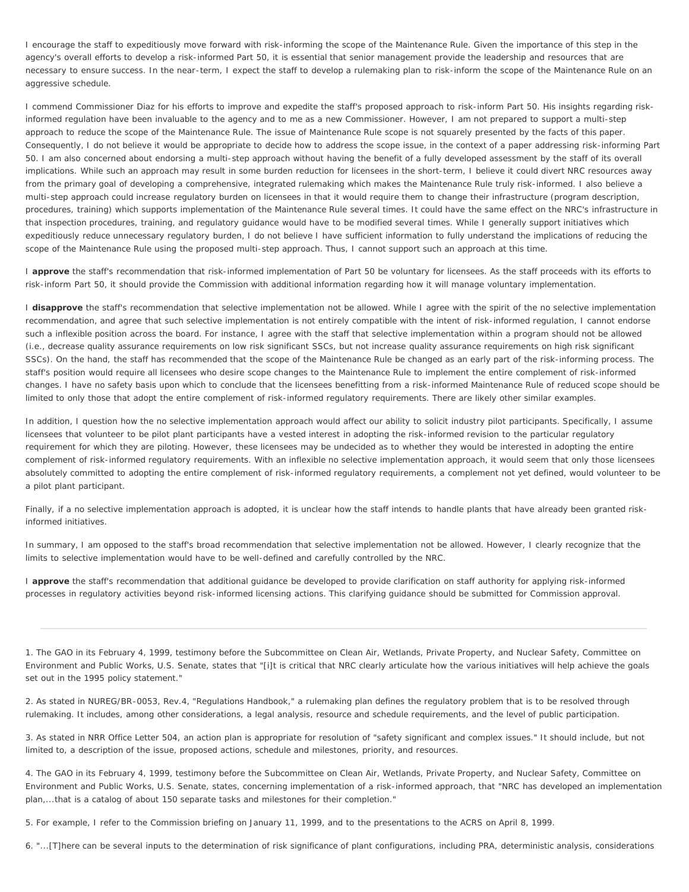I encourage the staff to expeditiously move forward with risk-informing the scope of the Maintenance Rule. Given the importance of this step in the agency's overall efforts to develop a risk-informed Part 50, it is essential that senior management provide the leadership and resources that are necessary to ensure success. In the near-term, I expect the staff to develop a rulemaking plan to risk-inform the scope of the Maintenance Rule on an aggressive schedule.

I commend Commissioner Diaz for his efforts to improve and expedite the staff's proposed approach to risk-inform Part 50. His insights regarding risk-informed regulation have been invaluable to the agency and to me as a new Commissioner. However, I am not prepared to support a multi-step approach to reduce the scope of the Maintenance Rule. The issue of Maintenance Rule scope is not squarely presented by the facts of this paper. Consequently, I do not believe it would be appropriate to decide how to address the scope issue, in the context of a paper addressing risk-informing Part 50. I am also concerned about endorsing a multi-step approach without having the benefit of a fully developed assessment by the staff of its overall implications. While such an approach may result in some burden reduction for licensees in the short-term, I believe it could divert NRC resources away from the primary goal of developing a comprehensive, integrated rulemaking which makes the Maintenance Rule truly risk-informed. I also believe a multi-step approach could increase regulatory burden on licensees in that it would require them to change their infrastructure (program description, procedures, training) which supports implementation of the Maintenance Rule several times. It could have the same effect on the NRC's infrastructure in that inspection procedures, training, and regulatory guidance would have to be modified several times. While I generally support initiatives which expeditiously reduce unnecessary regulatory burden, I do not believe I have sufficient information to fully understand the implications of reducing the scope of the Maintenance Rule using the proposed multi-step approach. Thus, I cannot support such an approach at this time.

I **approve** the staff's recommendation that risk-informed implementation of Part 50 be voluntary for licensees. As the staff proceeds with its efforts to risk-inform Part 50, it should provide the Commission with additional information regarding how it will manage voluntary implementation.

I **disapprove** the staff's recommendation that selective implementation not be allowed. While I agree with the spirit of the no selective implementation recommendation, and agree that such selective implementation is not entirely compatible with the intent of risk-informed regulation, I cannot endorse such a inflexible position across the board. For instance, I agree with the staff that selective implementation within a program should not be allowed (i.e., decrease quality assurance requirements on low risk significant SSCs, but not increase quality assurance requirements on high risk significant SSCs). On the hand, the staff has recommended that the scope of the Maintenance Rule be changed as an early part of the risk-informing process. The staff's position would require all licensees who desire scope changes to the Maintenance Rule to implement the entire complement of risk-informed changes. I have no safety basis upon which to conclude that the licensees benefitting from a risk-informed Maintenance Rule of reduced scope should be limited to only those that adopt the entire complement of risk-informed regulatory requirements. There are likely other similar examples.

In addition, I question how the no selective implementation approach would affect our ability to solicit industry pilot participants. Specifically, I assume licensees that volunteer to be pilot plant participants have a vested interest in adopting the risk-informed revision to the particular regulatory requirement for which they are piloting. However, these licensees may be undecided as to whether they would be interested in adopting the entire complement of risk-informed regulatory requirements. With an inflexible no selective implementation approach, it would seem that only those licensees absolutely committed to adopting the entire complement of risk-informed regulatory requirements, a complement not yet defined, would volunteer to be a pilot plant participant.

Finally, if a no selective implementation approach is adopted, it is unclear how the staff intends to handle plants that have already been granted risk-informed initiatives.

In summary, I am opposed to the staff's broad recommendation that selective implementation not be allowed. However, I clearly recognize that the limits to selective implementation would have to be well-defined and carefully controlled by the NRC.

I **approve** the staff's recommendation that additional guidance be developed to provide clarification on staff authority for applying risk-informed processes in regulatory activities beyond risk-informed licensing actions. This clarifying guidance should be submitted for Commission approval.

---

1. The GAO in its February 4, 1999, testimony before the Subcommittee on Clean Air, Wetlands, Private Property, and Nuclear Safety, Committee on Environment and Public Works, U.S. Senate, states that "[i]t is critical that NRC clearly articulate how the various initiatives will help achieve the goals set out in the 1995 policy statement."

2. As stated in NUREG/BR-0053, Rev.4, "Regulations Handbook," a rulemaking plan defines the regulatory problem that is to be resolved through rulemaking. It includes, among other considerations, a legal analysis, resource and schedule requirements, and the level of public participation.

3. As stated in NRR Office Letter 504, an action plan is appropriate for resolution of "safety significant and complex issues." It should include, but not limited to, a description of the issue, proposed actions, schedule and milestones, priority, and resources.

4. The GAO in its February 4, 1999, testimony before the Subcommittee on Clean Air, Wetlands, Private Property, and Nuclear Safety, Committee on Environment and Public Works, U.S. Senate, states, concerning implementation of a risk-informed approach, that "NRC has developed an implementation plan,...that is a catalog of about 150 separate tasks and milestones for their completion."

5. For example, I refer to the Commission briefing on January 11, 1999, and to the presentations to the ACRS on April 8, 1999.

6. "...[T]here can be several inputs to the determination of risk significance of plant configurations, including PRA, deterministic analysis, considerations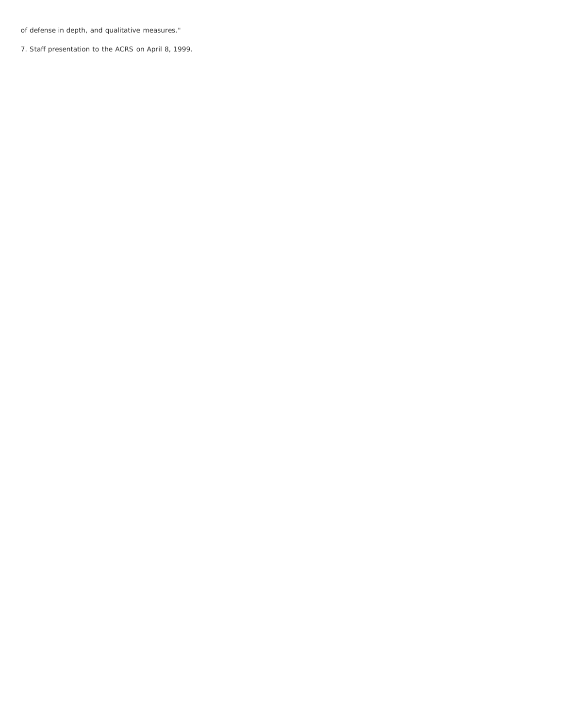of defense in depth, and qualitative measures."

7. Staff presentation to the ACRS on April 8, 1999.